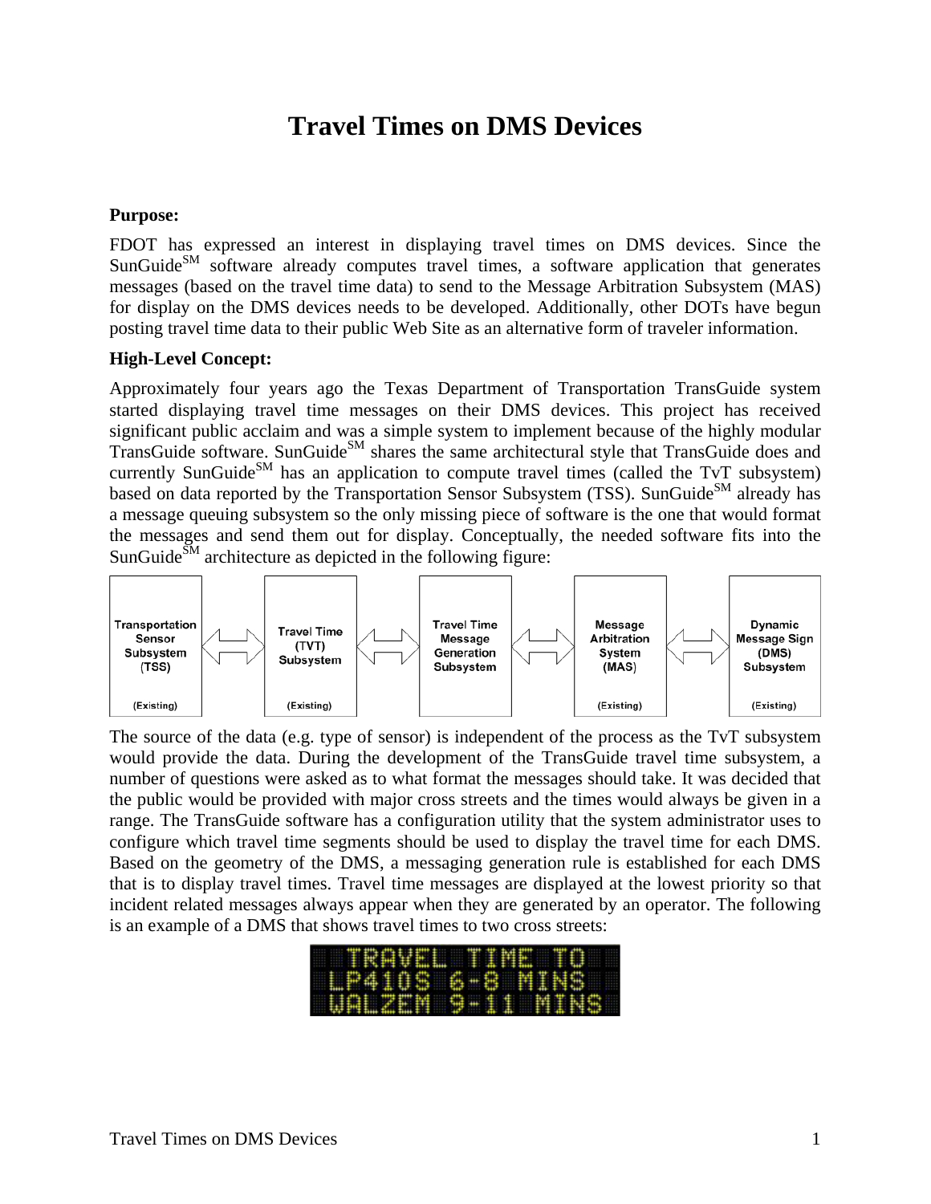# Travel Times on DMS Devices

**Purpose:**

FDOT has expressed an interest in displaying travel times on DMS devices. Since the SunGuide[SM] software already computes travel times, a software application that generates messages (based on the travel time data) to send to the Message Arbitration Subsystem (MAS) for display on the DMS devices needs to be developed. Additionally, other DOTs have begun posting travel time data to their public Web Site as an alternative form of traveler information.

**High-Level Concept:**

Approximately four years ago the Texas Department of Transportation TransGuide system started displaying travel time messages on their DMS devices. This project has received significant public acclaim and was a simple system to implement because of the highly modular TransGuide software. SunGuide[SM] shares the same architectural style that TransGuide does and currently SunGuide[SM] has an application to compute travel times (called the TvT subsystem) based on data reported by the Transportation Sensor Subsystem (TSS). SunGuide[SM] already has a message queuing subsystem so the only missing piece of software is the one that would format the messages and send them out for display. Conceptually, the needed software fits into the SunGuide[SM] architecture as depicted in the following figure:

Transportation Sensor Subsystem (TSS) (Existing) ⇄ Travel Time (TVT) Subsystem (Existing) ⇄ Travel Time Message Generation Subsystem ⇄ Message Arbitration System (MAS) (Existing) ⇄ Dynamic Message Sign (DMS) Subsystem (Existing)

The source of the data (e.g. type of sensor) is independent of the process as the TvT subsystem would provide the data. During the development of the TransGuide travel time subsystem, a number of questions were asked as to what format the messages should take. It was decided that the public would be provided with major cross streets and the times would always be given in a range. The TransGuide software has a configuration utility that the system administrator uses to configure which travel time segments should be used to display the travel time for each DMS. Based on the geometry of the DMS, a messaging generation rule is established for each DMS that is to display travel times. Travel time messages are displayed at the lowest priority so that incident related messages always appear when they are generated by an operator. The following is an example of a DMS that shows travel times to two cross streets:

```
TRAVEL TIME TO
LP410S 6-8 MINS
WALZEM 9-11 MINS
```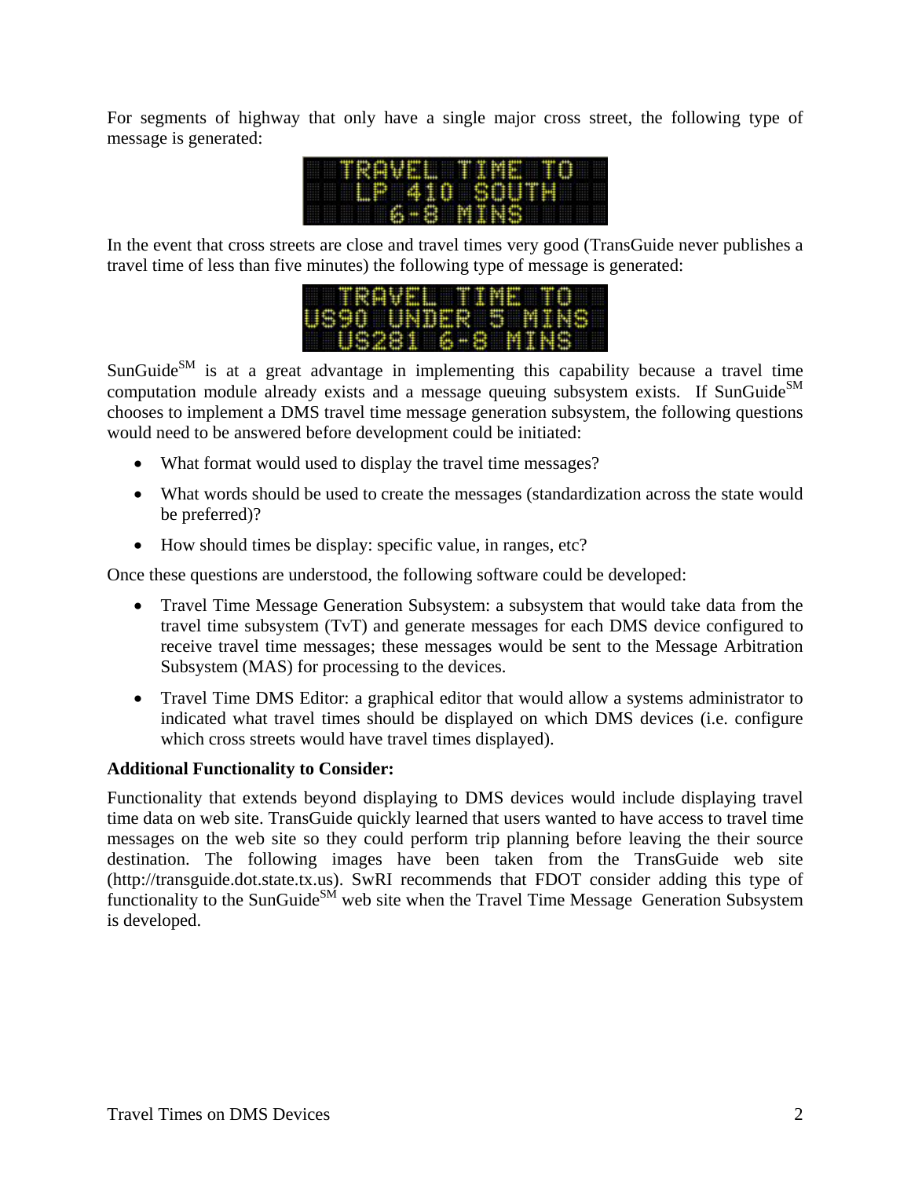For segments of highway that only have a single major cross street, the following type of message is generated:

TRAVEL TIME TO
LP 410 SOUTH
6-8 MINS

In the event that cross streets are close and travel times very good (TransGuide never publishes a travel time of less than five minutes) the following type of message is generated:

TRAVEL TIME TO
US90 UNDER 5 MINS
US281 6-8 MINS

SunGuide[SM] is at a great advantage in implementing this capability because a travel time computation module already exists and a message queuing subsystem exists. If SunGuide[SM] chooses to implement a DMS travel time message generation subsystem, the following questions would need to be answered before development could be initiated:

- What format would used to display the travel time messages?
- What words should be used to create the messages (standardization across the state would be preferred)?
- How should times be display: specific value, in ranges, etc?

Once these questions are understood, the following software could be developed:

- Travel Time Message Generation Subsystem: a subsystem that would take data from the travel time subsystem (TvT) and generate messages for each DMS device configured to receive travel time messages; these messages would be sent to the Message Arbitration Subsystem (MAS) for processing to the devices.
- Travel Time DMS Editor: a graphical editor that would allow a systems administrator to indicated what travel times should be displayed on which DMS devices (i.e. configure which cross streets would have travel times displayed).

**Additional Functionality to Consider:**

Functionality that extends beyond displaying to DMS devices would include displaying travel time data on web site. TransGuide quickly learned that users wanted to have access to travel time messages on the web site so they could perform trip planning before leaving the their source destination. The following images have been taken from the TransGuide web site (http://transguide.dot.state.tx.us). SwRI recommends that FDOT consider adding this type of functionality to the SunGuide[SM] web site when the Travel Time Message Generation Subsystem is developed.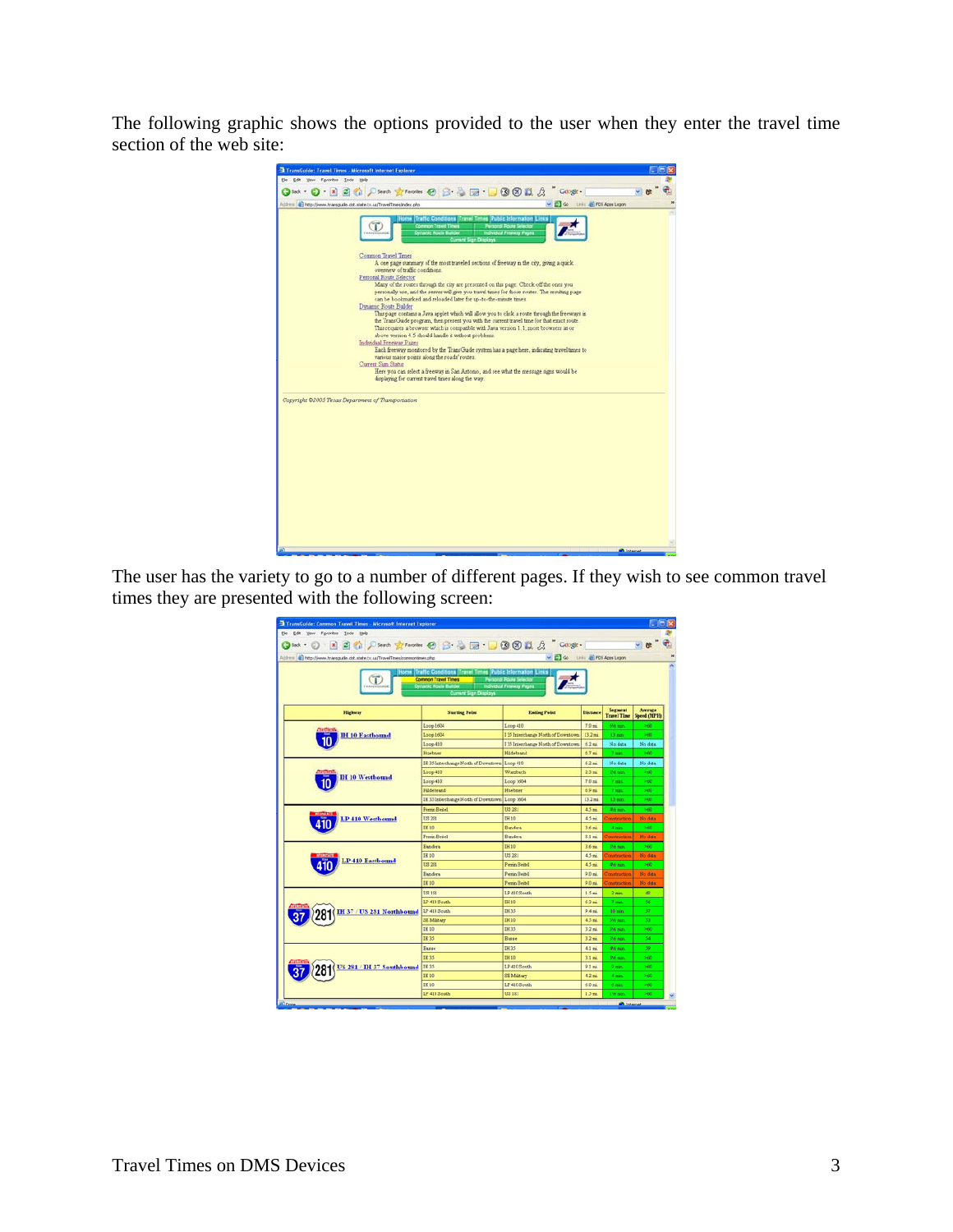The following graphic shows the options provided to the user when they enter the travel time section of the web site:

The user has the variety to go to a number of different pages. If they wish to see common travel times they are presented with the following screen: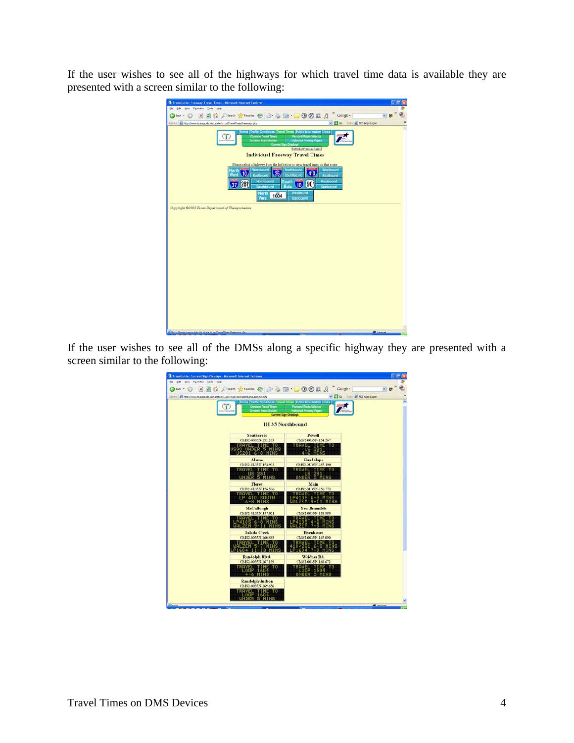If the user wishes to see all of the highways for which travel time data is available they are presented with a screen similar to the following:

If the user wishes to see all of the DMSs along a specific highway they are presented with a screen similar to the following: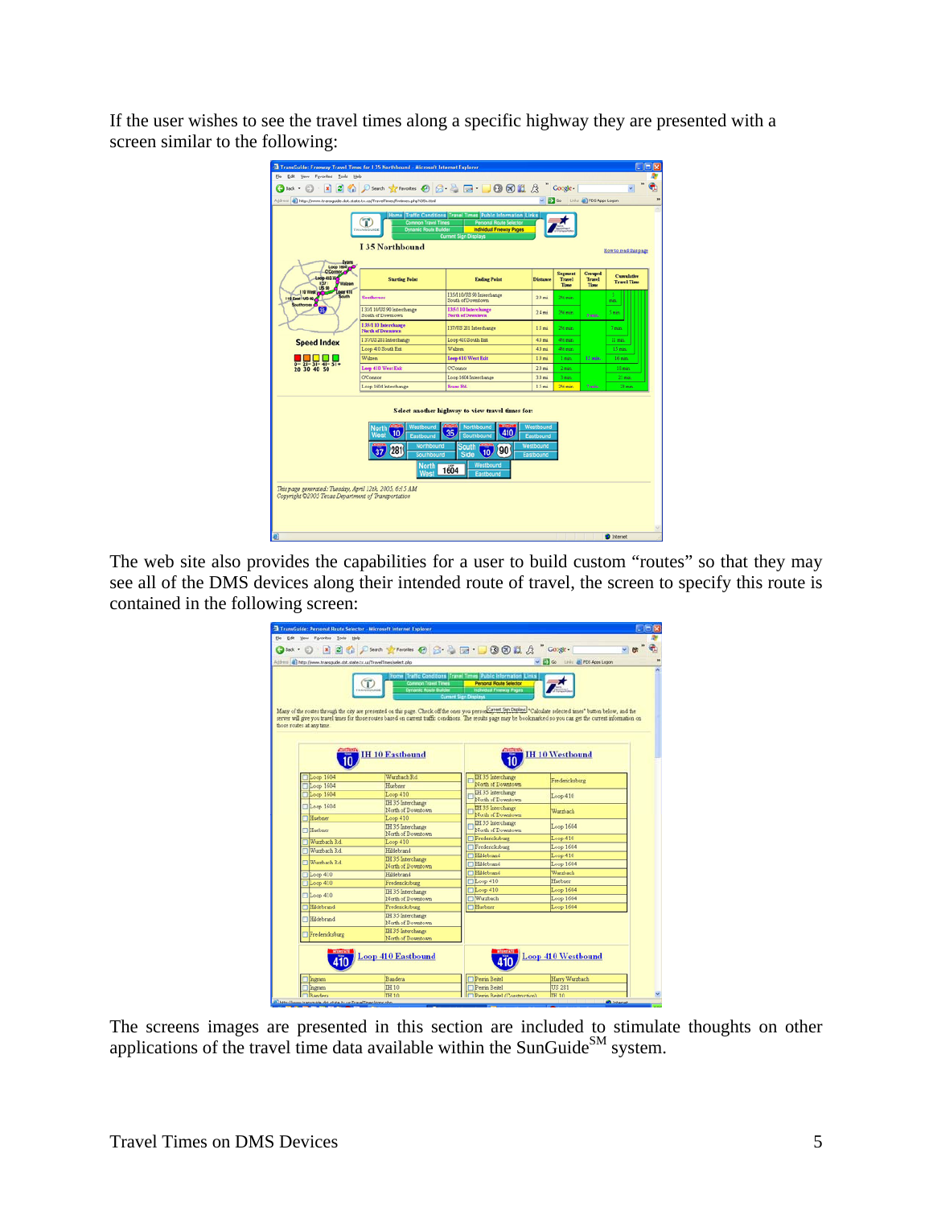If the user wishes to see the travel times along a specific highway they are presented with a screen similar to the following:

The web site also provides the capabilities for a user to build custom "routes" so that they may see all of the DMS devices along their intended route of travel, the screen to specify this route is contained in the following screen:

The screens images are presented in this section are included to stimulate thoughts on other applications of the travel time data available within the SunGuide$^{SM}$ system.